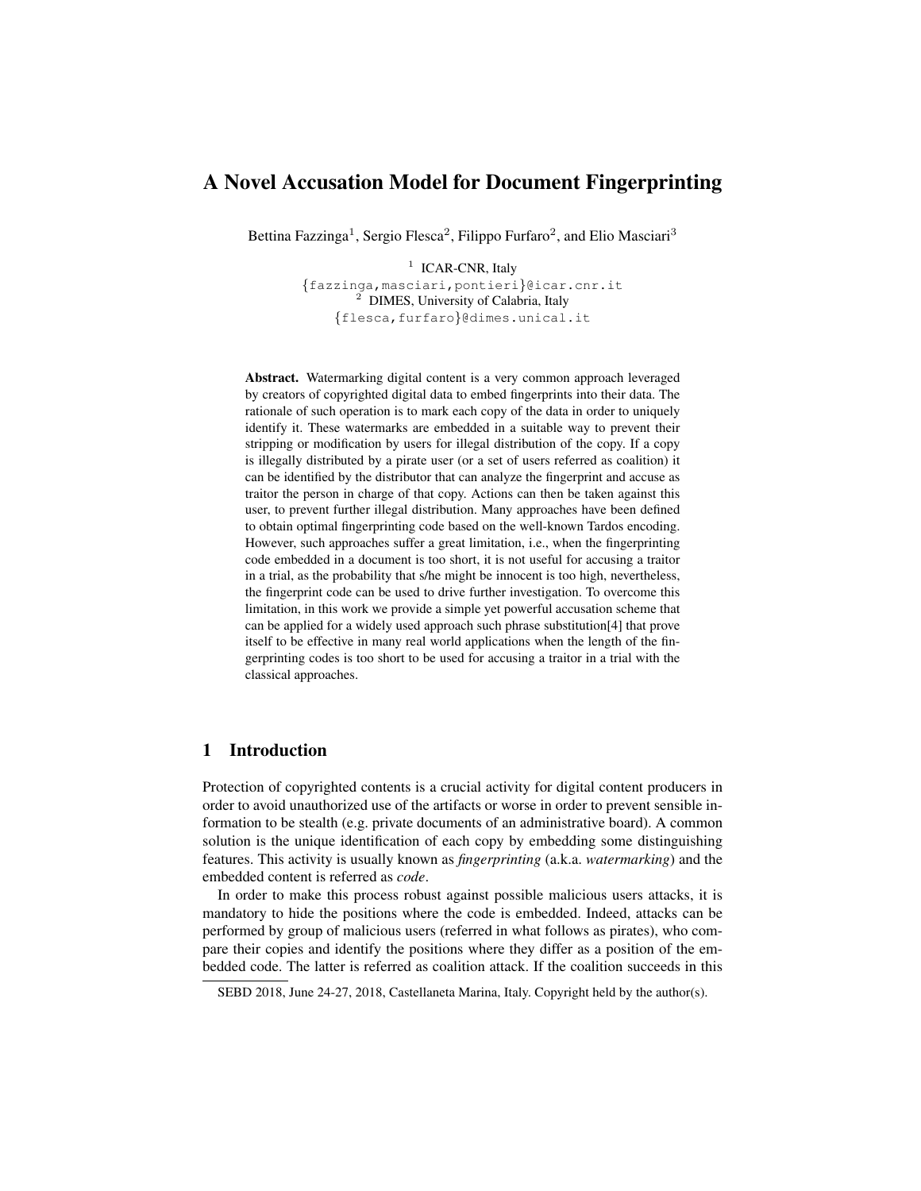# A Novel Accusation Model for Document Fingerprinting

Bettina Fazzinga[1], Sergio Flesca[2], Filippo Furfaro[2], and Elio Masciari[3]

[1] ICAR-CNR, Italy
{fazzinga,masciari,pontieri}@icar.cnr.it
[2] DIMES, University of Calabria, Italy
{flesca,furfaro}@dimes.unical.it

**Abstract.** Watermarking digital content is a very common approach leveraged by creators of copyrighted digital data to embed fingerprints into their data. The rationale of such operation is to mark each copy of the data in order to uniquely identify it. These watermarks are embedded in a suitable way to prevent their stripping or modification by users for illegal distribution of the copy. If a copy is illegally distributed by a pirate user (or a set of users referred as coalition) it can be identified by the distributor that can analyze the fingerprint and accuse as traitor the person in charge of that copy. Actions can then be taken against this user, to prevent further illegal distribution. Many approaches have been defined to obtain optimal fingerprinting code based on the well-known Tardos encoding. However, such approaches suffer a great limitation, i.e., when the fingerprinting code embedded in a document is too short, it is not useful for accusing a traitor in a trial, as the probability that s/he might be innocent is too high, nevertheless, the fingerprint code can be used to drive further investigation. To overcome this limitation, in this work we provide a simple yet powerful accusation scheme that can be applied for a widely used approach such phrase substitution[4] that prove itself to be effective in many real world applications when the length of the fingerprinting codes is too short to be used for accusing a traitor in a trial with the classical approaches.

## 1 Introduction

Protection of copyrighted contents is a crucial activity for digital content producers in order to avoid unauthorized use of the artifacts or worse in order to prevent sensible information to be stealth (e.g. private documents of an administrative board). A common solution is the unique identification of each copy by embedding some distinguishing features. This activity is usually known as ***fingerprinting*** (a.k.a. *watermarking*) and the embedded content is referred as *code*.

In order to make this process robust against possible malicious users attacks, it is mandatory to hide the positions where the code is embedded. Indeed, attacks can be performed by group of malicious users (referred in what follows as pirates), who compare their copies and identify the positions where they differ as a position of the embedded code. The latter is referred as coalition attack. If the coalition succeeds in this

SEBD 2018, June 24-27, 2018, Castellaneta Marina, Italy. Copyright held by the author(s).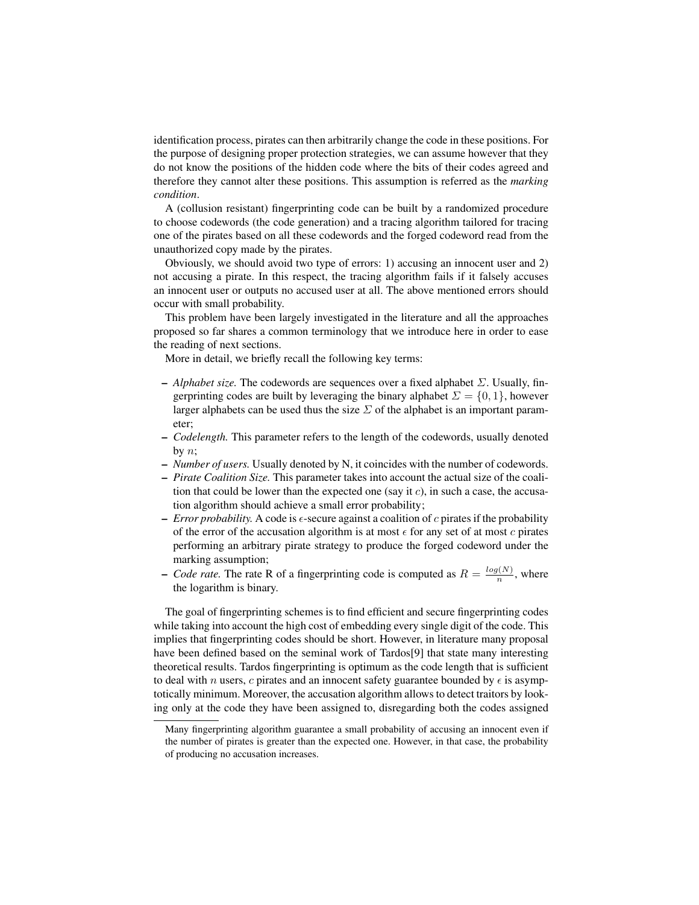identification process, pirates can then arbitrarily change the code in these positions. For the purpose of designing proper protection strategies, we can assume however that they do not know the positions of the hidden code where the bits of their codes agreed and therefore they cannot alter these positions. This assumption is referred as the *marking condition*.

A (collusion resistant) fingerprinting code can be built by a randomized procedure to choose codewords (the code generation) and a tracing algorithm tailored for tracing one of the pirates based on all these codewords and the forged codeword read from the unauthorized copy made by the pirates.

Obviously, we should avoid two type of errors: 1) accusing an innocent user and 2) not accusing a pirate. In this respect, the tracing algorithm fails if it falsely accuses an innocent user or outputs no accused user at all. The above mentioned errors should occur with small probability.

This problem have been largely investigated in the literature and all the approaches proposed so far shares a common terminology that we introduce here in order to ease the reading of next sections.

More in detail, we briefly recall the following key terms:

- *Alphabet size.* The codewords are sequences over a fixed alphabet $\Sigma$. Usually, fingerprinting codes are built by leveraging the binary alphabet $\Sigma = \{0, 1\}$, however larger alphabets can be used thus the size $\Sigma$ of the alphabet is an important parameter;
- *Codelength.* This parameter refers to the length of the codewords, usually denoted by $n$;
- *Number of users.* Usually denoted by N, it coincides with the number of codewords.
- *Pirate Coalition Size.* This parameter takes into account the actual size of the coalition that could be lower than the expected one (say it $c$), in such a case, the accusation algorithm should achieve a small error probability;
- *Error probability.* A code is $\epsilon$-secure against a coalition of $c$ pirates if the probability of the error of the accusation algorithm is at most $\epsilon$ for any set of at most $c$ pirates performing an arbitrary pirate strategy to produce the forged codeword under the marking assumption;
- *Code rate.* The rate R of a fingerprinting code is computed as $R = \frac{log(N)}{n}$, where the logarithm is binary.

The goal of fingerprinting schemes is to find efficient and secure fingerprinting codes while taking into account the high cost of embedding every single digit of the code. This implies that fingerprinting codes should be short. However, in literature many proposal have been defined based on the seminal work of Tardos[9] that state many interesting theoretical results. Tardos fingerprinting is optimum as the code length that is sufficient to deal with $n$ users, $c$ pirates and an innocent safety guarantee bounded by $\epsilon$ is asymptotically minimum. Moreover, the accusation algorithm allows to detect traitors by looking only at the code they have been assigned to, disregarding both the codes assigned

Many fingerprinting algorithm guarantee a small probability of accusing an innocent even if the number of pirates is greater than the expected one. However, in that case, the probability of producing no accusation increases.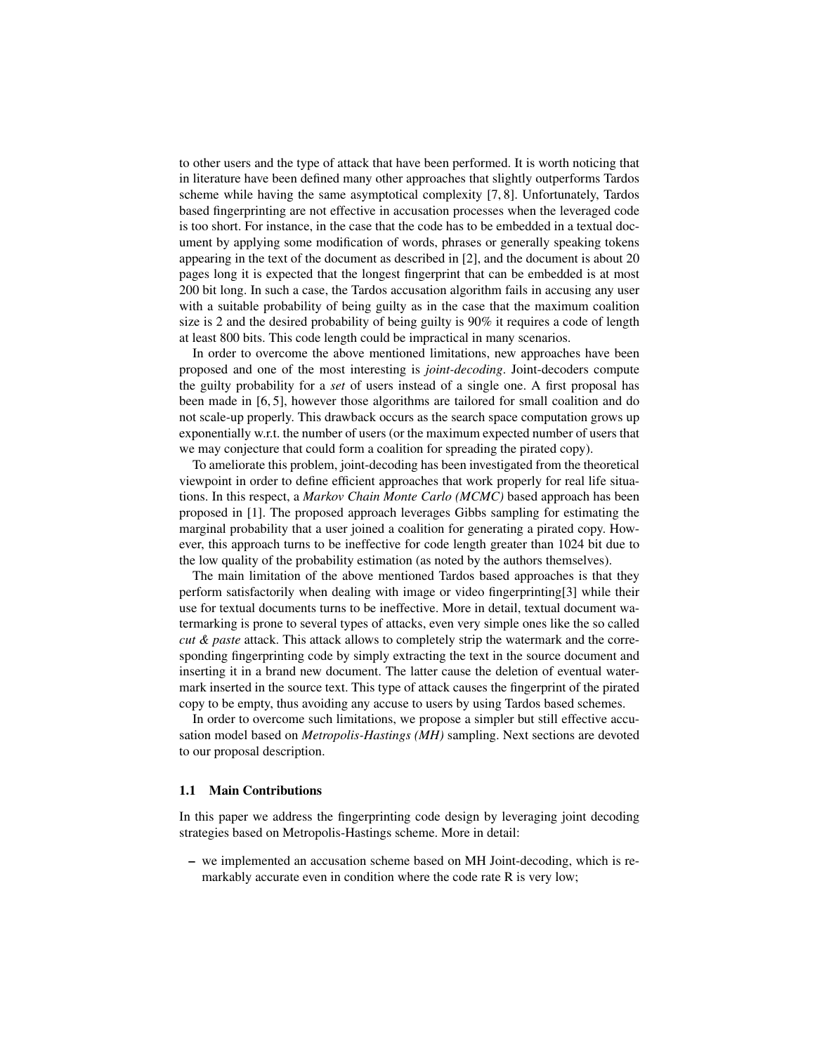to other users and the type of attack that have been performed. It is worth noticing that in literature have been defined many other approaches that slightly outperforms Tardos scheme while having the same asymptotical complexity [7, 8]. Unfortunately, Tardos based fingerprinting are not effective in accusation processes when the leveraged code is too short. For instance, in the case that the code has to be embedded in a textual document by applying some modification of words, phrases or generally speaking tokens appearing in the text of the document as described in [2], and the document is about 20 pages long it is expected that the longest fingerprint that can be embedded is at most 200 bit long. In such a case, the Tardos accusation algorithm fails in accusing any user with a suitable probability of being guilty as in the case that the maximum coalition size is 2 and the desired probability of being guilty is 90% it requires a code of length at least 800 bits. This code length could be impractical in many scenarios.

In order to overcome the above mentioned limitations, new approaches have been proposed and one of the most interesting is *joint-decoding*. Joint-decoders compute the guilty probability for a *set* of users instead of a single one. A first proposal has been made in [6, 5], however those algorithms are tailored for small coalition and do not scale-up properly. This drawback occurs as the search space computation grows up exponentially w.r.t. the number of users (or the maximum expected number of users that we may conjecture that could form a coalition for spreading the pirated copy).

To ameliorate this problem, joint-decoding has been investigated from the theoretical viewpoint in order to define efficient approaches that work properly for real life situations. In this respect, a *Markov Chain Monte Carlo (MCMC)* based approach has been proposed in [1]. The proposed approach leverages Gibbs sampling for estimating the marginal probability that a user joined a coalition for generating a pirated copy. However, this approach turns to be ineffective for code length greater than 1024 bit due to the low quality of the probability estimation (as noted by the authors themselves).

The main limitation of the above mentioned Tardos based approaches is that they perform satisfactorily when dealing with image or video fingerprinting[3] while their use for textual documents turns to be ineffective. More in detail, textual document watermarking is prone to several types of attacks, even very simple ones like the so called *cut & paste* attack. This attack allows to completely strip the watermark and the corresponding fingerprinting code by simply extracting the text in the source document and inserting it in a brand new document. The latter cause the deletion of eventual watermark inserted in the source text. This type of attack causes the fingerprint of the pirated copy to be empty, thus avoiding any accuse to users by using Tardos based schemes.

In order to overcome such limitations, we propose a simpler but still effective accusation model based on *Metropolis-Hastings (MH)* sampling. Next sections are devoted to our proposal description.

### 1.1 Main Contributions

In this paper we address the fingerprinting code design by leveraging joint decoding strategies based on Metropolis-Hastings scheme. More in detail:

- we implemented an accusation scheme based on MH Joint-decoding, which is remarkably accurate even in condition where the code rate R is very low;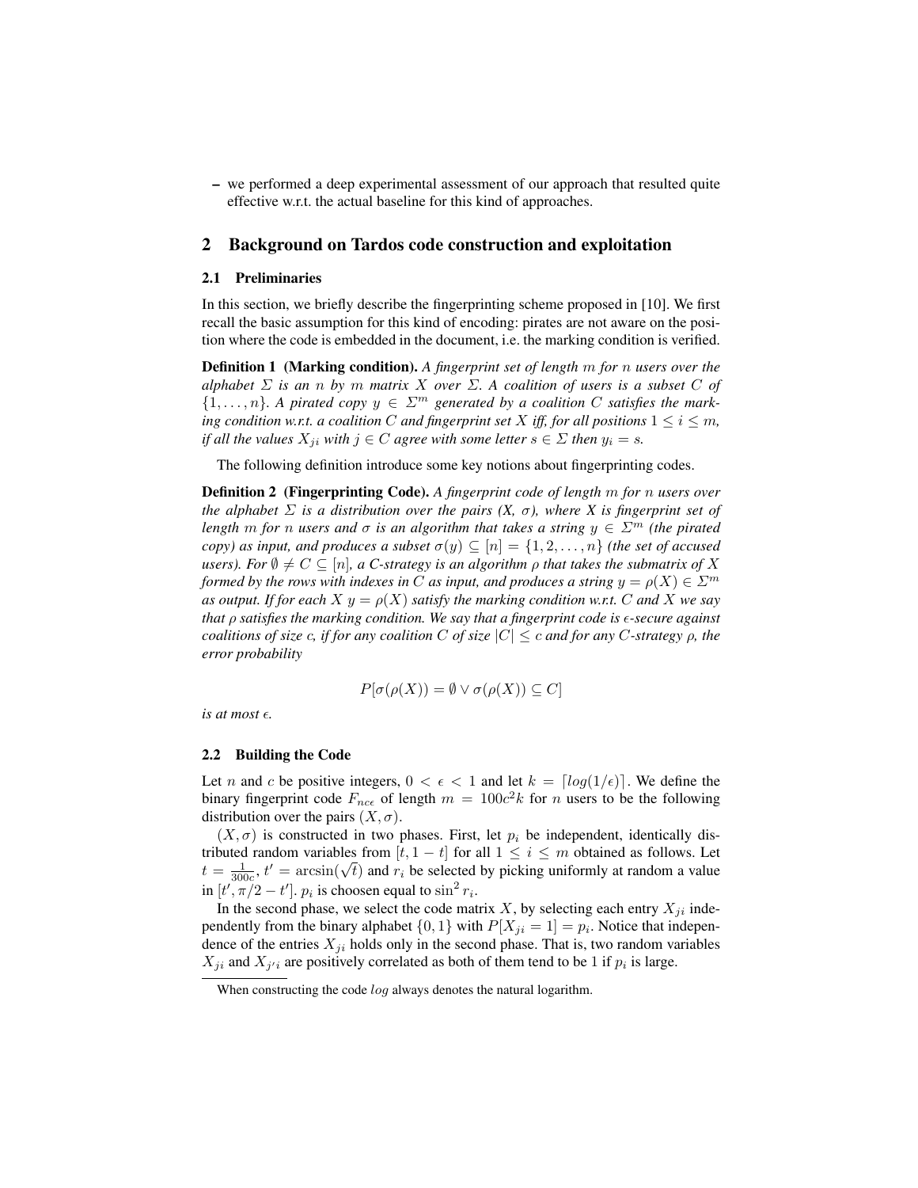– we performed a deep experimental assessment of our approach that resulted quite effective w.r.t. the actual baseline for this kind of approaches.

## 2 Background on Tardos code construction and exploitation

### 2.1 Preliminaries

In this section, we briefly describe the fingerprinting scheme proposed in [10]. We first recall the basic assumption for this kind of encoding: pirates are not aware on the position where the code is embedded in the document, i.e. the marking condition is verified.

**Definition 1 (Marking condition).** *A fingerprint set of length $m$ for $n$ users over the alphabet $\Sigma$ is an $n$ by $m$ matrix $X$ over $\Sigma$. A coalition of users is a subset $C$ of $\{1, \ldots, n\}$. A pirated copy $y \in \Sigma^m$ generated by a coalition $C$ satisfies the marking condition w.r.t. a coalition $C$ and fingerprint set $X$ iff, for all positions $1 \leq i \leq m$, if all the values $X_{ji}$ with $j \in C$ agree with some letter $s \in \Sigma$ then $y_i = s$.*

The following definition introduce some key notions about fingerprinting codes.

**Definition 2 (Fingerprinting Code).** *A fingerprint code of length $m$ for $n$ users over the alphabet $\Sigma$ is a distribution over the pairs $(X, \sigma)$, where $X$ is fingerprint set of length $m$ for $n$ users and $\sigma$ is an algorithm that takes a string $y \in \Sigma^m$ (the pirated copy) as input, and produces a subset $\sigma(y) \subseteq [n] = \{1, 2, \ldots, n\}$ (the set of accused users). For $\emptyset \neq C \subseteq [n]$, a C-strategy is an algorithm $\rho$ that takes the submatrix of $X$ formed by the rows with indexes in $C$ as input, and produces a string $y = \rho(X) \in \Sigma^m$ as output. If for each $X$ $y = \rho(X)$ satisfy the marking condition w.r.t. $C$ and $X$ we say that $\rho$ satisfies the marking condition. We say that a fingerprint code is $\epsilon$-secure against coalitions of size $c$, if for any coalition $C$ of size $|C| \leq c$ and for any $C$-strategy $\rho$, the error probability*

$$P[\sigma(\rho(X)) = \emptyset \vee \sigma(\rho(X)) \subseteq C]$$

*is at most $\epsilon$.*

### 2.2 Building the Code

Let $n$ and $c$ be positive integers, $0 < \epsilon < 1$ and let $k = \lceil log(1/\epsilon) \rceil$. We define the binary fingerprint code $F_{nc\epsilon}$ of length $m = 100c^2k$ for $n$ users to be the following distribution over the pairs $(X, \sigma)$.

$(X, \sigma)$ is constructed in two phases. First, let $p_i$ be independent, identically distributed random variables from $[t, 1-t]$ for all $1 \leq i \leq m$ obtained as follows. Let $t = \frac{1}{300c}$, $t' = \arcsin(\sqrt{t})$ and $r_i$ be selected by picking uniformly at random a value in $[t', \pi/2 - t']$. $p_i$ is choosen equal to $\sin^2 r_i$.

In the second phase, we select the code matrix $X$, by selecting each entry $X_{ji}$ independently from the binary alphabet $\{0, 1\}$ with $P[X_{ji} = 1] = p_i$. Notice that independence of the entries $X_{ji}$ holds only in the second phase. That is, two random variables $X_{ji}$ and $X_{j'i}$ are positively correlated as both of them tend to be 1 if $p_i$ is large.

When constructing the code $log$ always denotes the natural logarithm.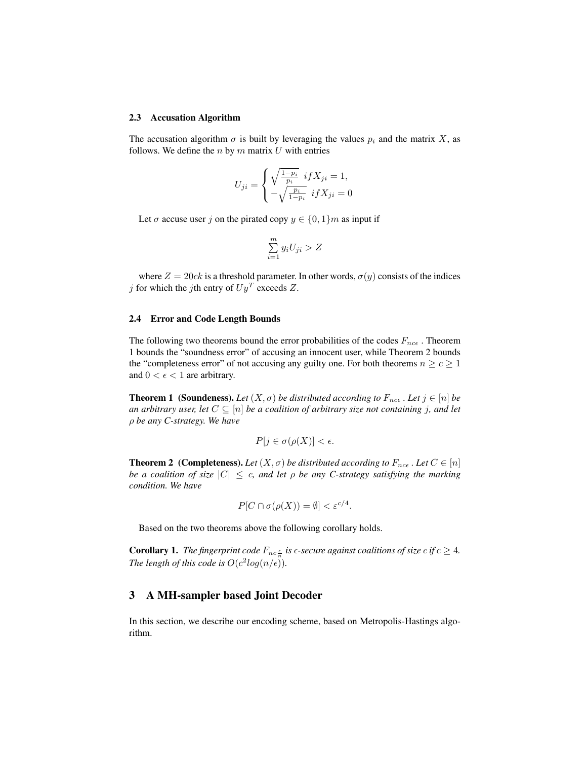### 2.3 Accusation Algorithm

The accusation algorithm $\sigma$ is built by leveraging the values $p_i$ and the matrix $X$, as follows. We define the $n$ by $m$ matrix $U$ with entries

$$U_{ji} = \begin{cases} \sqrt{\frac{1-p_i}{p_i}} \ \ if X_{ji} = 1, \\ -\sqrt{\frac{p_i}{1-p_i}} \ \ if X_{ji} = 0 \end{cases}$$

Let $\sigma$ accuse user $j$ on the pirated copy $y \in \{0, 1\}m$ as input if

$$\sum_{i=1}^{m} y_i U_{ji} > Z$$

where $Z = 20ck$ is a threshold parameter. In other words, $\sigma(y)$ consists of the indices $j$ for which the $j$th entry of $Uy^T$ exceeds $Z$.

### 2.4 Error and Code Length Bounds

The following two theorems bound the error probabilities of the codes $F_{nc\epsilon}$ . Theorem 1 bounds the "soundness error" of accusing an innocent user, while Theorem 2 bounds the "completeness error" of not accusing any guilty one. For both theorems $n \geq c \geq 1$ and $0 < \epsilon < 1$ are arbitrary.

**Theorem 1 (Soundeness).** *Let $(X, \sigma)$ be distributed according to $F_{nc\epsilon}$ . Let $j \in [n]$ be an arbitrary user, let $C \subseteq [n]$ be a coalition of arbitrary size not containing $j$, and let $\rho$ be any C-strategy. We have*

$$P[j \in \sigma(\rho(X)] < \epsilon.$$

**Theorem 2 (Completeness).** *Let $(X, \sigma)$ be distributed according to $F_{nc\epsilon}$ . Let $C \in [n]$ be a coalition of size $|C| \leq c$, and let $\rho$ be any C-strategy satisfying the marking condition. We have*

$$P[C \cap \sigma(\rho(X)) = \emptyset] < \varepsilon^{c/4}.$$

Based on the two theorems above the following corollary holds.

**Corollary 1.** *The fingerprint code $F_{nc\frac{\epsilon}{n}}$ is $\epsilon$-secure against coalitions of size $c$ if $c \geq 4$. The length of this code is $O(c^2 log(n/\epsilon))$.*

## 3 A MH-sampler based Joint Decoder

In this section, we describe our encoding scheme, based on Metropolis-Hastings algorithm.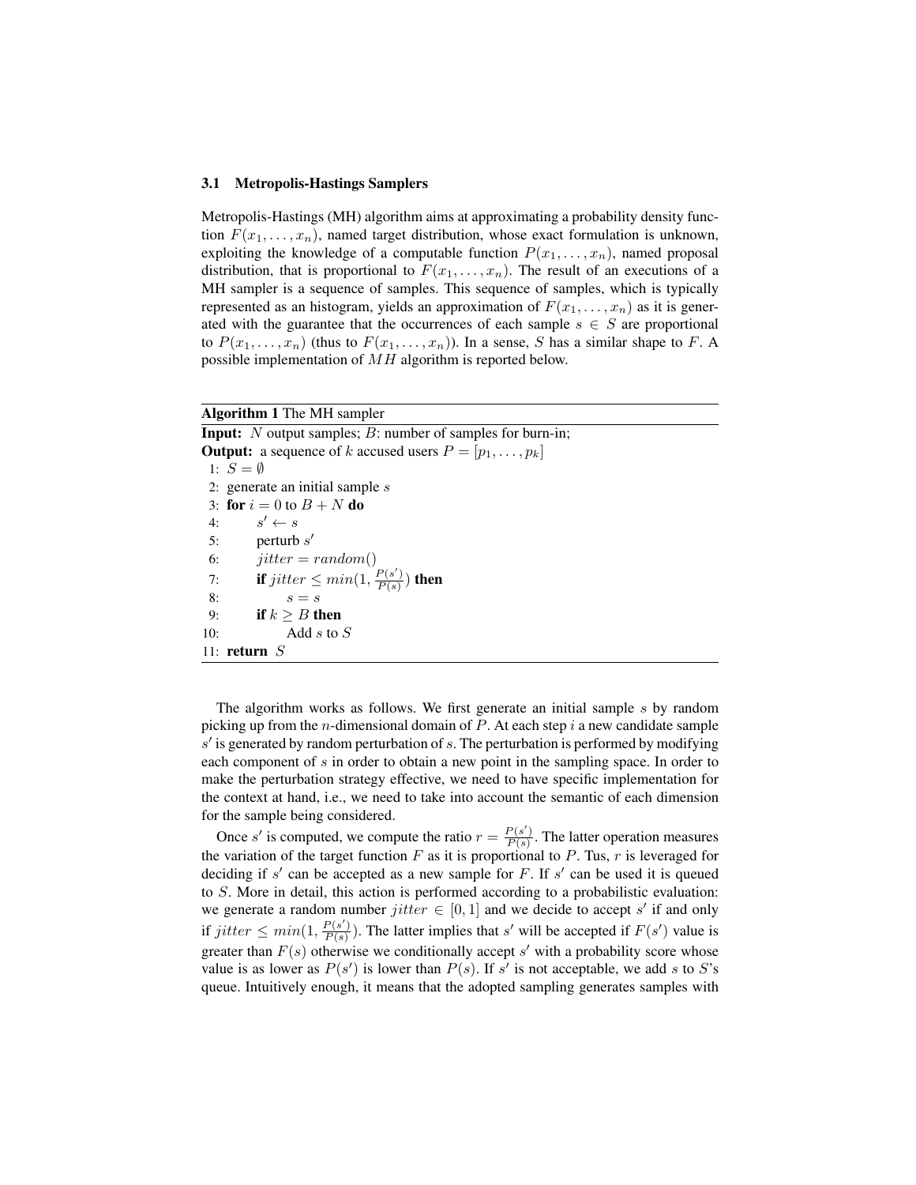### 3.1 Metropolis-Hastings Samplers

Metropolis-Hastings (MH) algorithm aims at approximating a probability density function $F(x_1, \ldots, x_n)$, named target distribution, whose exact formulation is unknown, exploiting the knowledge of a computable function $P(x_1, \ldots, x_n)$, named proposal distribution, that is proportional to $F(x_1, \ldots, x_n)$. The result of an executions of a MH sampler is a sequence of samples. This sequence of samples, which is typically represented as an histogram, yields an approximation of $F(x_1, \ldots, x_n)$ as it is generated with the guarantee that the occurrences of each sample $s \in S$ are proportional to $P(x_1, \ldots, x_n)$ (thus to $F(x_1, \ldots, x_n)$). In a sense, $S$ has a similar shape to $F$. A possible implementation of $MH$ algorithm is reported below.

**Algorithm 1** The MH sampler

**Input:** $N$ output samples; $B$: number of samples for burn-in;
**Output:** a sequence of $k$ accused users $P = [p_1, \ldots, p_k]$

```
1:  S = ∅
2:  generate an initial sample s
3:  for i = 0 to B + N do
4:      s' ← s
5:      perturb s'
6:      jitter = random()
7:      if jitter ≤ min(1, P(s')/P(s)) then
8:          s = s
9:      if k ≥ B then
10:         Add s to S
11: return S
```

The algorithm works as follows. We first generate an initial sample $s$ by random picking up from the $n$-dimensional domain of $P$. At each step $i$ a new candidate sample $s'$ is generated by random perturbation of $s$. The perturbation is performed by modifying each component of $s$ in order to obtain a new point in the sampling space. In order to make the perturbation strategy effective, we need to have specific implementation for the context at hand, i.e., we need to take into account the semantic of each dimension for the sample being considered.

Once $s'$ is computed, we compute the ratio $r = \frac{P(s')}{P(s)}$. The latter operation measures the variation of the target function $F$ as it is proportional to $P$. Tus, $r$ is leveraged for deciding if $s'$ can be accepted as a new sample for $F$. If $s'$ can be used it is queued to $S$. More in detail, this action is performed according to a probabilistic evaluation: we generate a random number $jitter \in [0, 1]$ and we decide to accept $s'$ if and only if $jitter \leq min(1, \frac{P(s')}{P(s)})$. The latter implies that $s'$ will be accepted if $F(s')$ value is greater than $F(s)$ otherwise we conditionally accept $s'$ with a probability score whose value is as lower as $P(s')$ is lower than $P(s)$. If $s'$ is not acceptable, we add $s$ to $S$'s queue. Intuitively enough, it means that the adopted sampling generates samples with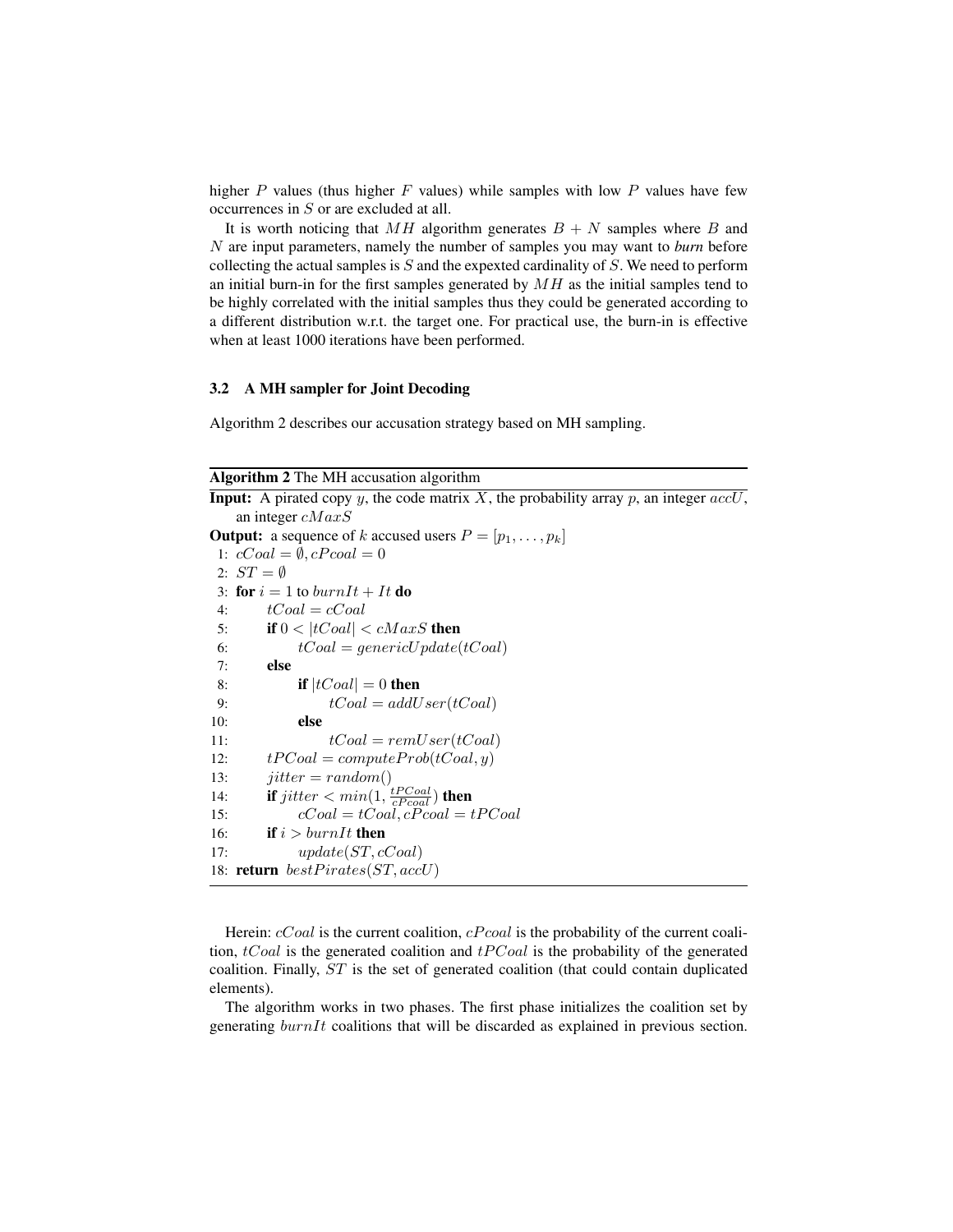higher $P$ values (thus higher $F$ values) while samples with low $P$ values have few occurrences in $S$ or are excluded at all.

It is worth noticing that $MH$ algorithm generates $B + N$ samples where $B$ and $N$ are input parameters, namely the number of samples you may want to *burn* before collecting the actual samples is $S$ and the expexted cardinality of $S$. We need to perform an initial burn-in for the first samples generated by $MH$ as the initial samples tend to be highly correlated with the initial samples thus they could be generated according to a different distribution w.r.t. the target one. For practical use, the burn-in is effective when at least 1000 iterations have been performed.

### 3.2 A MH sampler for Joint Decoding

Algorithm 2 describes our accusation strategy based on MH sampling.

**Algorithm 2** The MH accusation algorithm

**Input:** A pirated copy $y$, the code matrix $X$, the probability array $p$, an integer $accU$, an integer $cMaxS$

**Output:** a sequence of $k$ accused users $P = [p_1, \ldots, p_k]$

```
1:  cCoal = ∅, cPcoal = 0
2:  ST = ∅
3:  for i = 1 to burnIt + It do
4:      tCoal = cCoal
5:      if 0 < |tCoal| < cMaxS then
6:          tCoal = genericUpdate(tCoal)
7:      else
8:          if |tCoal| = 0 then
9:              tCoal = addUser(tCoal)
10:         else
11:             tCoal = remUser(tCoal)
12:     tPCoal = computeProb(tCoal, y)
13:     jitter = random()
14:     if jitter < min(1, tPCoal/cPcoal) then
15:         cCoal = tCoal, cPcoal = tPCoal
16:     if i > burnIt then
17:         update(ST, cCoal)
18: return bestPirates(ST, accU)
```

Herein: $cCoal$ is the current coalition, $cPcoal$ is the probability of the current coalition, $tCoal$ is the generated coalition and $tPCoal$ is the probability of the generated coalition. Finally, $ST$ is the set of generated coalition (that could contain duplicated elements).

The algorithm works in two phases. The first phase initializes the coalition set by generating $burnIt$ coalitions that will be discarded as explained in previous section.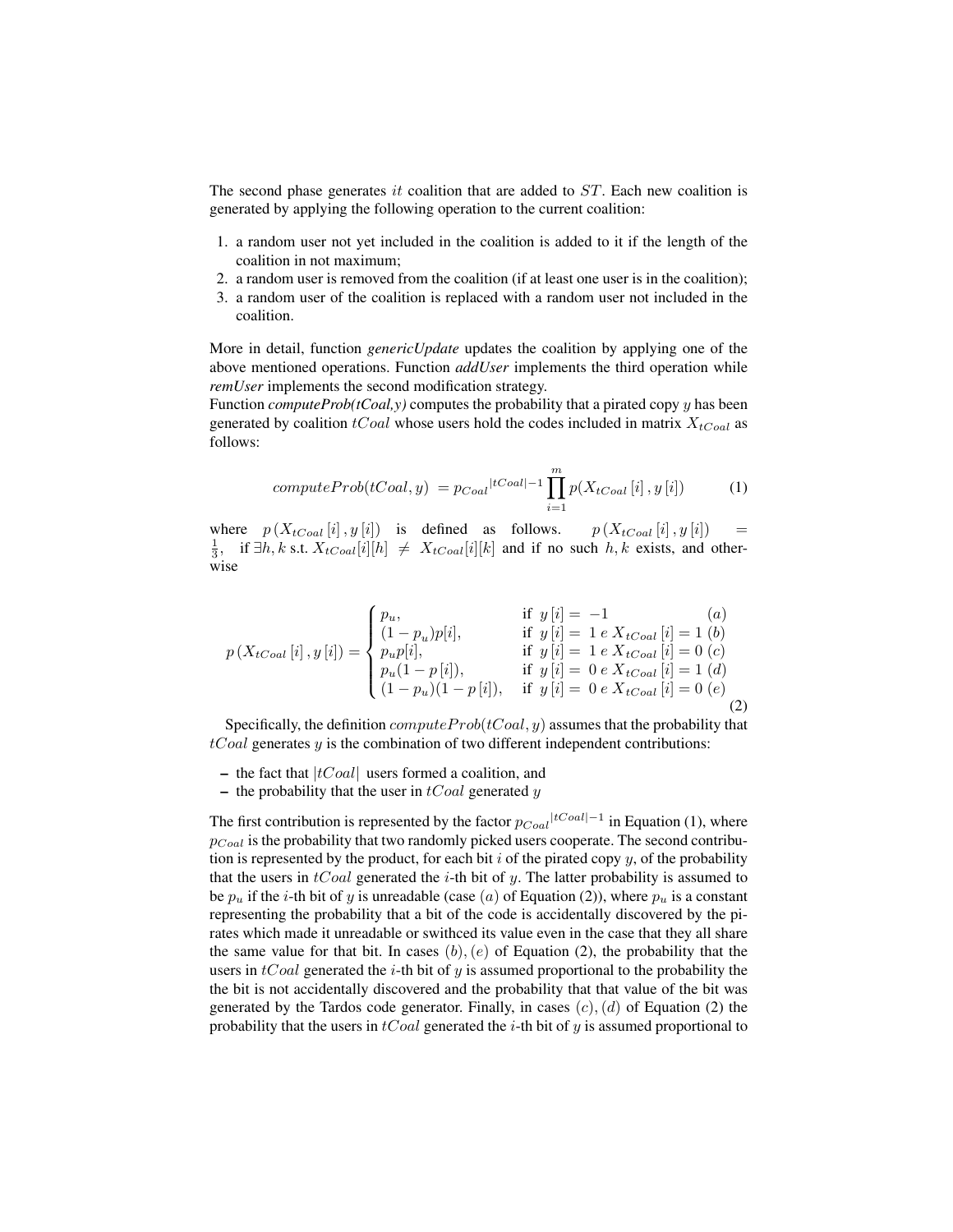The second phase generates $it$ coalition that are added to $ST$. Each new coalition is generated by applying the following operation to the current coalition:

1. a random user not yet included in the coalition is added to it if the length of the coalition in not maximum;
2. a random user is removed from the coalition (if at least one user is in the coalition);
3. a random user of the coalition is replaced with a random user not included in the coalition.

More in detail, function *genericUpdate* updates the coalition by applying one of the above mentioned operations. Function *addUser* implements the third operation while *remUser* implements the second modification strategy.

Function *computeProb(tCoal,y)* computes the probability that a pirated copy $y$ has been generated by coalition $tCoal$ whose users hold the codes included in matrix $X_{tCoal}$ as follows:

$$computeProb(tCoal, y) \; = {p_{Coal}}^{|tCoal|-1} \prod_{i=1}^{m} p(X_{tCoal}\left[i\right], y\left[i\right]) \tag{1}$$

where $p\left(X_{tCoal}\left[i\right], y\left[i\right]\right)$ is defined as follows. $p\left(X_{tCoal}\left[i\right], y\left[i\right]\right) = \frac{1}{3}$, if $\exists h, k$ s.t. $X_{tCoal}[i][h] \neq X_{tCoal}[i][k]$ and if no such $h, k$ exists, and otherwise

$$p\left(X_{tCoal}\left[i\right], y\left[i\right]\right) = \begin{cases} p_u, & \text{if } y\left[i\right] = -1 \quad (a) \\ (1-p_u)p[i], & \text{if } y\left[i\right] = 1 \; e \; X_{tCoal}\left[i\right] = 1 \; (b) \\ p_u p[i], & \text{if } y\left[i\right] = 1 \; e \; X_{tCoal}\left[i\right] = 0 \; (c) \\ p_u(1-p\left[i\right]), & \text{if } y\left[i\right] = 0 \; e \; X_{tCoal}\left[i\right] = 1 \; (d) \\ (1-p_u)(1-p\left[i\right]), & \text{if } y\left[i\right] = 0 \; e \; X_{tCoal}\left[i\right] = 0 \; (e) \end{cases} \tag{2}$$

Specifically, the definition $computeProb(tCoal, y)$ assumes that the probability that $tCoal$ generates $y$ is the combination of two different independent contributions:

- the fact that $|tCoal|$ users formed a coalition, and
- the probability that the user in $tCoal$ generated $y$

The first contribution is represented by the factor ${p_{Coal}}^{|tCoal|-1}$ in Equation (1), where $p_{Coal}$ is the probability that two randomly picked users cooperate. The second contribution is represented by the product, for each bit $i$ of the pirated copy $y$, of the probability that the users in $tCoal$ generated the $i$-th bit of $y$. The latter probability is assumed to be $p_u$ if the $i$-th bit of $y$ is unreadable (case $(a)$ of Equation (2)), where $p_u$ is a constant representing the probability that a bit of the code is accidentally discovered by the pirates which made it unreadable or swithced its value even in the case that they all share the same value for that bit. In cases $(b), (e)$ of Equation (2), the probability that the users in $tCoal$ generated the $i$-th bit of $y$ is assumed proportional to the probability the the bit is not accidentally discovered and the probability that that value of the bit was generated by the Tardos code generator. Finally, in cases $(c), (d)$ of Equation (2) the probability that the users in $tCoal$ generated the $i$-th bit of $y$ is assumed proportional to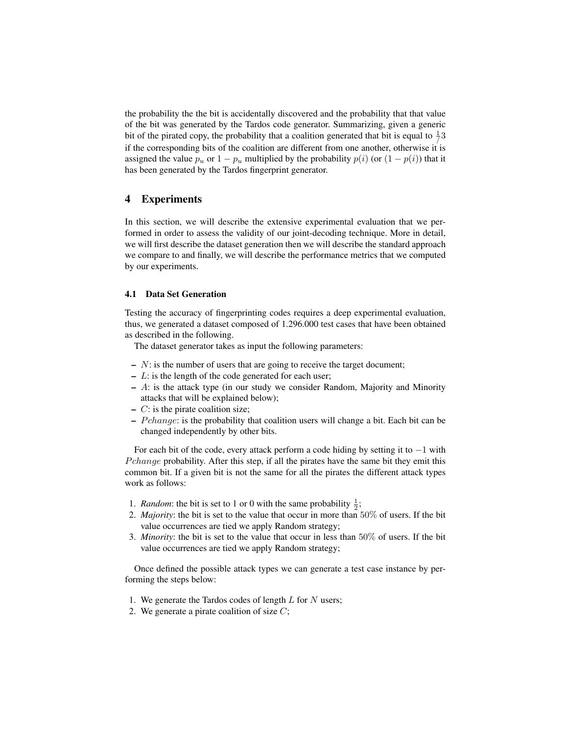the probability the the bit is accidentally discovered and the probability that that value of the bit was generated by the Tardos code generator. Summarizing, given a generic bit of the pirated copy, the probability that a coalition generated that bit is equal to $\frac{1}{/}3$ if the corresponding bits of the coalition are different from one another, otherwise it is assigned the value $p_u$ or $1 - p_u$ multiplied by the probability $p(i)$ (or $(1 - p(i))$ that it has been generated by the Tardos fingerprint generator.

## 4 Experiments

In this section, we will describe the extensive experimental evaluation that we performed in order to assess the validity of our joint-decoding technique. More in detail, we will first describe the dataset generation then we will describe the standard approach we compare to and finally, we will describe the performance metrics that we computed by our experiments.

### 4.1 Data Set Generation

Testing the accuracy of fingerprinting codes requires a deep experimental evaluation, thus, we generated a dataset composed of 1.296.000 test cases that have been obtained as described in the following.

The dataset generator takes as input the following parameters:

- $N$: is the number of users that are going to receive the target document;
- $L$: is the length of the code generated for each user;
- $A$: is the attack type (in our study we consider Random, Majority and Minority attacks that will be explained below);
- $C$: is the pirate coalition size;
- $Pchange$: is the probability that coalition users will change a bit. Each bit can be changed independently by other bits.

For each bit of the code, every attack perform a code hiding by setting it to $-1$ with $Pchange$ probability. After this step, if all the pirates have the same bit they emit this common bit. If a given bit is not the same for all the pirates the different attack types work as follows:

1. ***Random***: the bit is set to 1 or 0 with the same probability $\frac{1}{2}$;
2. ***Majority***: the bit is set to the value that occur in more than $50\%$ of users. If the bit value occurrences are tied we apply Random strategy;
3. ***Minority***: the bit is set to the value that occur in less than $50\%$ of users. If the bit value occurrences are tied we apply Random strategy;

Once defined the possible attack types we can generate a test case instance by performing the steps below:

1. We generate the Tardos codes of length $L$ for $N$ users;
2. We generate a pirate coalition of size $C$;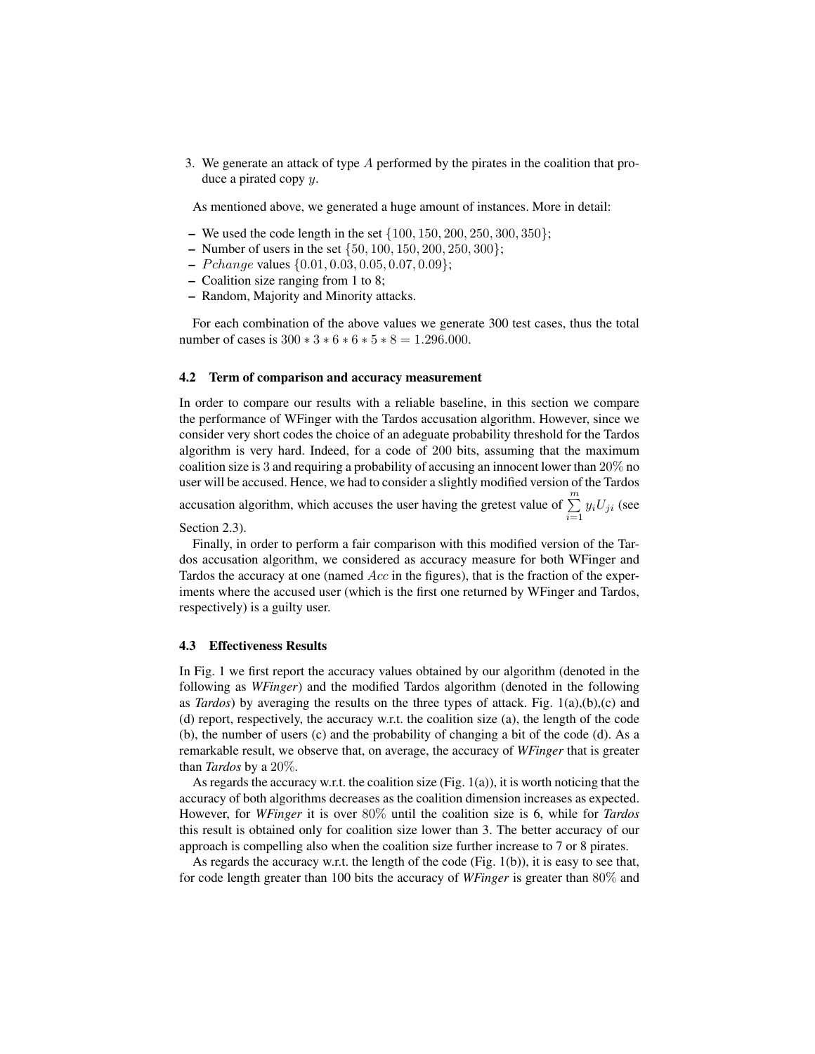3. We generate an attack of type $A$ performed by the pirates in the coalition that produce a pirated copy $y$.

As mentioned above, we generated a huge amount of instances. More in detail:

- We used the code length in the set $\{100, 150, 200, 250, 300, 350\}$;
- Number of users in the set $\{50, 100, 150, 200, 250, 300\}$;
- $Pchange$ values $\{0.01, 0.03, 0.05, 0.07, 0.09\}$;
- Coalition size ranging from 1 to 8;
- Random, Majority and Minority attacks.

For each combination of the above values we generate 300 test cases, thus the total number of cases is $300 * 3 * 6 * 6 * 5 * 8 = 1.296.000$.

### 4.2 Term of comparison and accuracy measurement

In order to compare our results with a reliable baseline, in this section we compare the performance of WFinger with the Tardos accusation algorithm. However, since we consider very short codes the choice of an adeguate probability threshold for the Tardos algorithm is very hard. Indeed, for a code of 200 bits, assuming that the maximum coalition size is 3 and requiring a probability of accusing an innocent lower than $20\%$ no user will be accused. Hence, we had to consider a slightly modified version of the Tardos accusation algorithm, which accuses the user having the gretest value of $\sum_{i=1}^{m} y_i U_{ji}$ (see Section 2.3).

Finally, in order to perform a fair comparison with this modified version of the Tardos accusation algorithm, we considered as accuracy measure for both WFinger and Tardos the accuracy at one (named $Acc$ in the figures), that is the fraction of the experiments where the accused user (which is the first one returned by WFinger and Tardos, respectively) is a guilty user.

### 4.3 Effectiveness Results

In Fig. 1 we first report the accuracy values obtained by our algorithm (denoted in the following as *WFinger*) and the modified Tardos algorithm (denoted in the following as *Tardos*) by averaging the results on the three types of attack. Fig. 1(a),(b),(c) and (d) report, respectively, the accuracy w.r.t. the coalition size (a), the length of the code (b), the number of users (c) and the probability of changing a bit of the code (d). As a remarkable result, we observe that, on average, the accuracy of *WFinger* that is greater than *Tardos* by a $20\%$.

As regards the accuracy w.r.t. the coalition size (Fig. 1(a)), it is worth noticing that the accuracy of both algorithms decreases as the coalition dimension increases as expected. However, for *WFinger* it is over $80\%$ until the coalition size is 6, while for *Tardos* this result is obtained only for coalition size lower than 3. The better accuracy of our approach is compelling also when the coalition size further increase to 7 or 8 pirates.

As regards the accuracy w.r.t. the length of the code (Fig. 1(b)), it is easy to see that, for code length greater than 100 bits the accuracy of *WFinger* is greater than $80\%$ and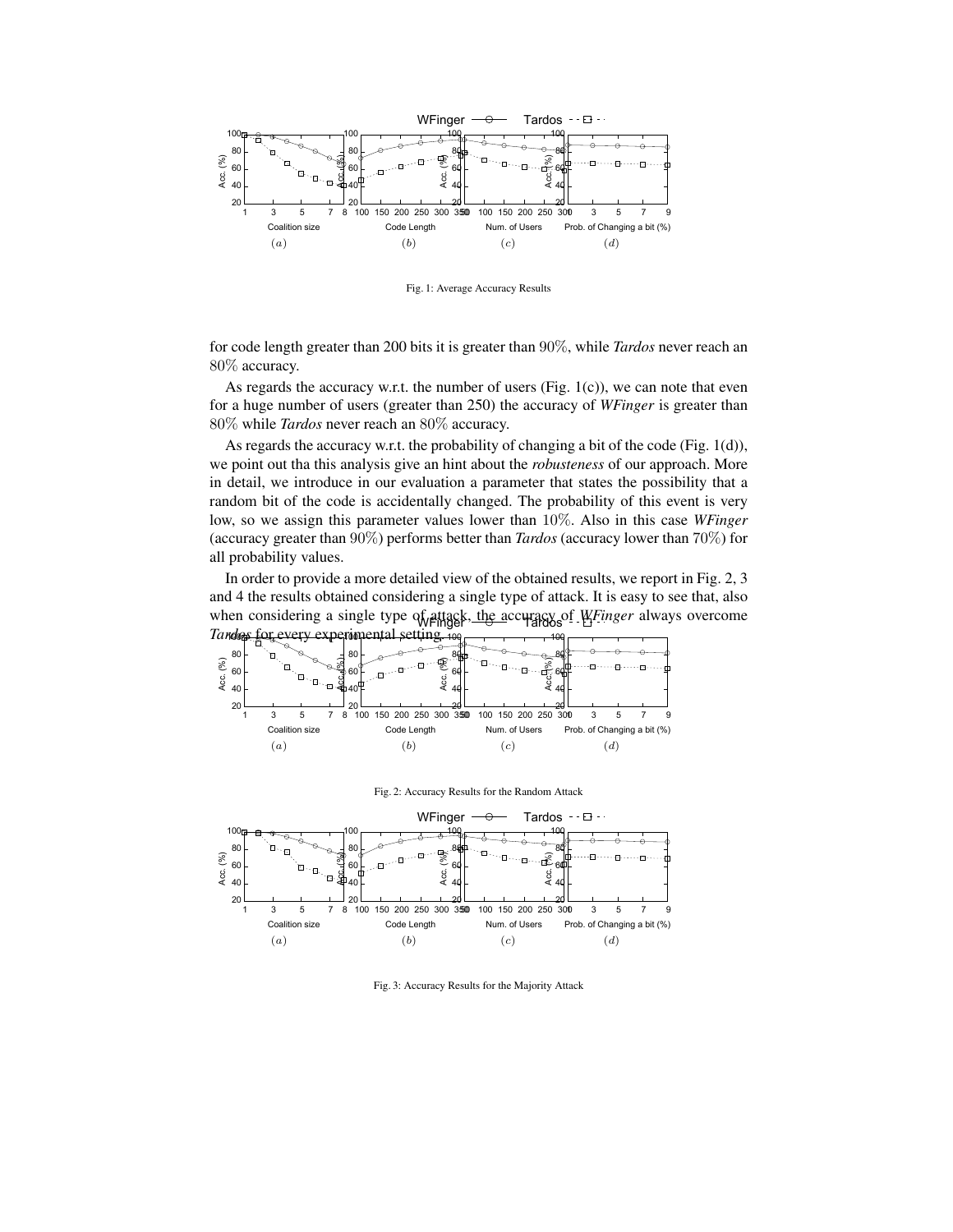WFinger Tardos

Acc. (%)

100 80 60 40 20

1 3 5 7 8 Coalition size (a)

100 150 200 250 300 350 Code Length (b)

100 150 200 250 300 Num. of Users (c)

0 3 5 7 9 Prob. of Changing a bit (%) (d)

Fig. 1: Average Accuracy Results

for code length greater than 200 bits it is greater than $90\%$, while *Tardos* never reach an $80\%$ accuracy.

As regards the accuracy w.r.t. the number of users (Fig. 1(c)), we can note that even for a huge number of users (greater than 250) the accuracy of *WFinger* is greater than $80\%$ while *Tardos* never reach an $80\%$ accuracy.

As regards the accuracy w.r.t. the probability of changing a bit of the code (Fig. 1(d)), we point out tha this analysis give an hint about the *robusteness* of our approach. More in detail, we introduce in our evaluation a parameter that states the possibility that a random bit of the code is accidentally changed. The probability of this event is very low, so we assign this parameter values lower than $10\%$. Also in this case *WFinger* (accuracy greater than $90\%$) performs better than *Tardos* (accuracy lower than $70\%$) for all probability values.

In order to provide a more detailed view of the obtained results, we report in Fig. 2, 3 and 4 the results obtained considering a single type of attack. It is easy to see that, also when considering a single type of attack, the accuracy of *WFinger* always overcome *Tardos* for every experimental setting.

WFinger Tardos

Acc. (%)

100 80 60 40 20

1 3 5 7 8 Coalition size (a)

100 150 200 250 300 350 Code Length (b)

100 150 200 250 300 Num. of Users (c)

0 3 5 7 9 Prob. of Changing a bit (%) (d)

Fig. 2: Accuracy Results for the Random Attack

WFinger Tardos

Acc. (%)

100 80 60 40 20

1 3 5 7 8 Coalition size (a)

100 150 200 250 300 350 Code Length (b)

100 150 200 250 300 Num. of Users (c)

0 3 5 7 9 Prob. of Changing a bit (%) (d)

Fig. 3: Accuracy Results for the Majority Attack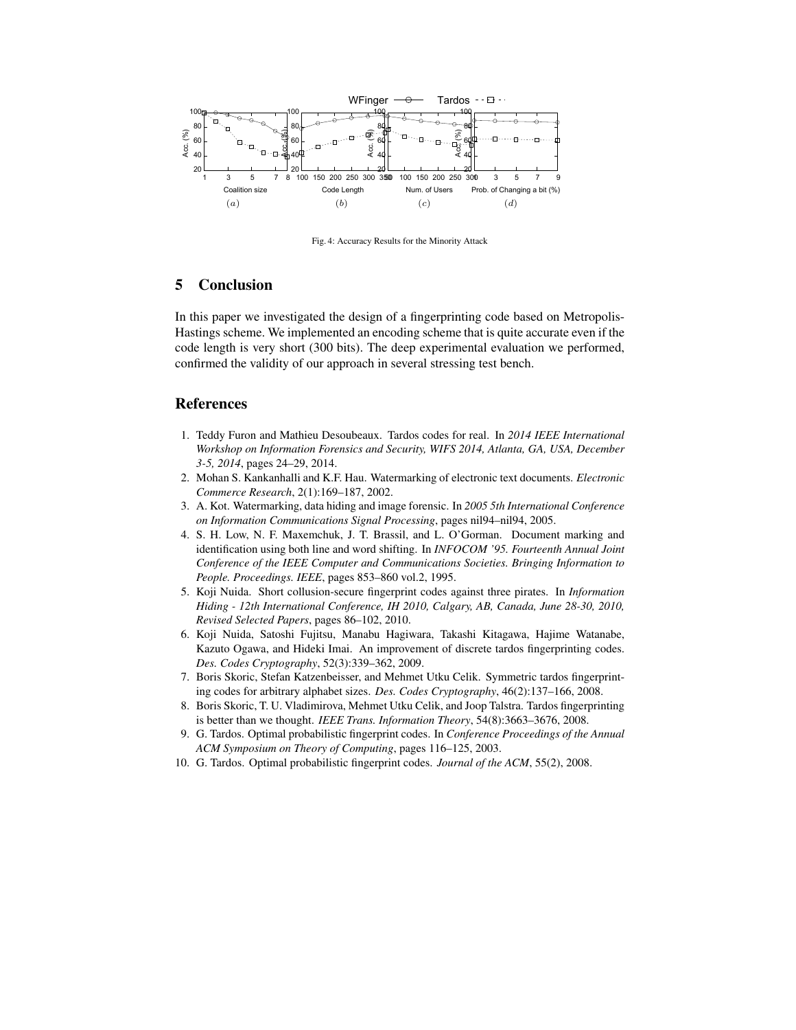WFinger Tardos

100 80 60 40 20
Acc. (%)
1 3 5 7 8
Coalition size
(a)

100 80 60 40 20
Acc. (%)
100 150 200 250 300 350
Code Length
(b)

100 80 60 40 20
Acc. (%)
50 100 150 200 250 300
Num. of Users
(c)

100 80 60 40 20
Acc. (%)
1 3 5 7 9
Prob. of Changing a bit (%)
(d)

Fig. 4: Accuracy Results for the Minority Attack

## 5 Conclusion

In this paper we investigated the design of a fingerprinting code based on Metropolis-Hastings scheme. We implemented an encoding scheme that is quite accurate even if the code length is very short (300 bits). The deep experimental evaluation we performed, confirmed the validity of our approach in several stressing test bench.

## References

1. Teddy Furon and Mathieu Desoubeaux. Tardos codes for real. In *2014 IEEE International Workshop on Information Forensics and Security, WIFS 2014, Atlanta, GA, USA, December 3-5, 2014*, pages 24–29, 2014.
2. Mohan S. Kankanhalli and K.F. Hau. Watermarking of electronic text documents. *Electronic Commerce Research*, 2(1):169–187, 2002.
3. A. Kot. Watermarking, data hiding and image forensic. In *2005 5th International Conference on Information Communications Signal Processing*, pages nil94–nil94, 2005.
4. S. H. Low, N. F. Maxemchuk, J. T. Brassil, and L. O'Gorman. Document marking and identification using both line and word shifting. In *INFOCOM '95. Fourteenth Annual Joint Conference of the IEEE Computer and Communications Societies. Bringing Information to People. Proceedings. IEEE*, pages 853–860 vol.2, 1995.
5. Koji Nuida. Short collusion-secure fingerprint codes against three pirates. In *Information Hiding - 12th International Conference, IH 2010, Calgary, AB, Canada, June 28-30, 2010, Revised Selected Papers*, pages 86–102, 2010.
6. Koji Nuida, Satoshi Fujitsu, Manabu Hagiwara, Takashi Kitagawa, Hajime Watanabe, Kazuto Ogawa, and Hideki Imai. An improvement of discrete tardos fingerprinting codes. *Des. Codes Cryptography*, 52(3):339–362, 2009.
7. Boris Skoric, Stefan Katzenbeisser, and Mehmet Utku Celik. Symmetric tardos fingerprinting codes for arbitrary alphabet sizes. *Des. Codes Cryptography*, 46(2):137–166, 2008.
8. Boris Skoric, T. U. Vladimirova, Mehmet Utku Celik, and Joop Talstra. Tardos fingerprinting is better than we thought. *IEEE Trans. Information Theory*, 54(8):3663–3676, 2008.
9. G. Tardos. Optimal probabilistic fingerprint codes. In *Conference Proceedings of the Annual ACM Symposium on Theory of Computing*, pages 116–125, 2003.
10. G. Tardos. Optimal probabilistic fingerprint codes. *Journal of the ACM*, 55(2), 2008.